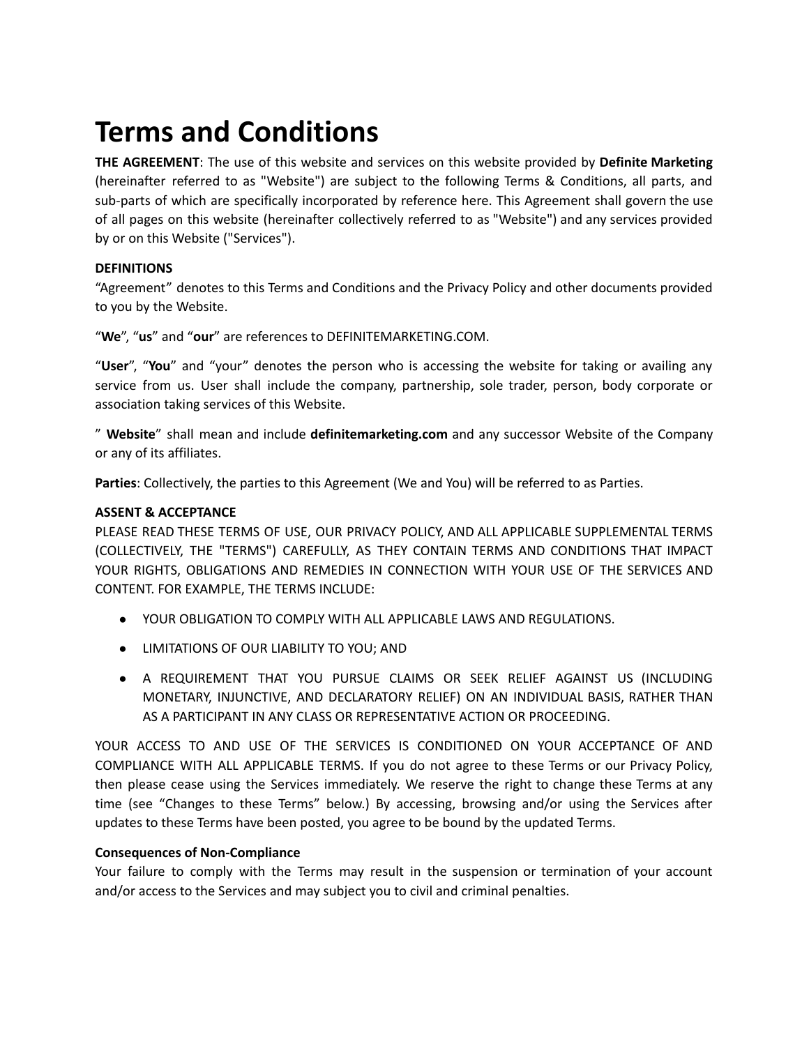# Terms and Conditions

**THE AGREEMENT**: The use of this website and services on this website provided by **Definite Marketing** (hereinafter referred to as "Website") are subject to the following Terms & Conditions, all parts, and sub-parts of which are specifically incorporated by reference here. This Agreement shall govern the use of all pages on this website (hereinafter collectively referred to as "Website") and any services provided by or on this Website ("Services").

**DEFINITIONS**

"Agreement" denotes to this Terms and Conditions and the Privacy Policy and other documents provided to you by the Website.

"**We**", "**us**" and "**our**" are references to DEFINITEMARKETING.COM.

"**User**", "**You**" and "your" denotes the person who is accessing the website for taking or availing any service from us. User shall include the company, partnership, sole trader, person, body corporate or association taking services of this Website.

" **Website**" shall mean and include **definitemarketing.com** and any successor Website of the Company or any of its affiliates.

**Parties**: Collectively, the parties to this Agreement (We and You) will be referred to as Parties.

**ASSENT & ACCEPTANCE**

PLEASE READ THESE TERMS OF USE, OUR PRIVACY POLICY, AND ALL APPLICABLE SUPPLEMENTAL TERMS (COLLECTIVELY, THE "TERMS") CAREFULLY, AS THEY CONTAIN TERMS AND CONDITIONS THAT IMPACT YOUR RIGHTS, OBLIGATIONS AND REMEDIES IN CONNECTION WITH YOUR USE OF THE SERVICES AND CONTENT. FOR EXAMPLE, THE TERMS INCLUDE:

- YOUR OBLIGATION TO COMPLY WITH ALL APPLICABLE LAWS AND REGULATIONS.
- LIMITATIONS OF OUR LIABILITY TO YOU; AND
- A REQUIREMENT THAT YOU PURSUE CLAIMS OR SEEK RELIEF AGAINST US (INCLUDING MONETARY, INJUNCTIVE, AND DECLARATORY RELIEF) ON AN INDIVIDUAL BASIS, RATHER THAN AS A PARTICIPANT IN ANY CLASS OR REPRESENTATIVE ACTION OR PROCEEDING.

YOUR ACCESS TO AND USE OF THE SERVICES IS CONDITIONED ON YOUR ACCEPTANCE OF AND COMPLIANCE WITH ALL APPLICABLE TERMS. If you do not agree to these Terms or our Privacy Policy, then please cease using the Services immediately. We reserve the right to change these Terms at any time (see "Changes to these Terms" below.) By accessing, browsing and/or using the Services after updates to these Terms have been posted, you agree to be bound by the updated Terms.

**Consequences of Non-Compliance**

Your failure to comply with the Terms may result in the suspension or termination of your account and/or access to the Services and may subject you to civil and criminal penalties.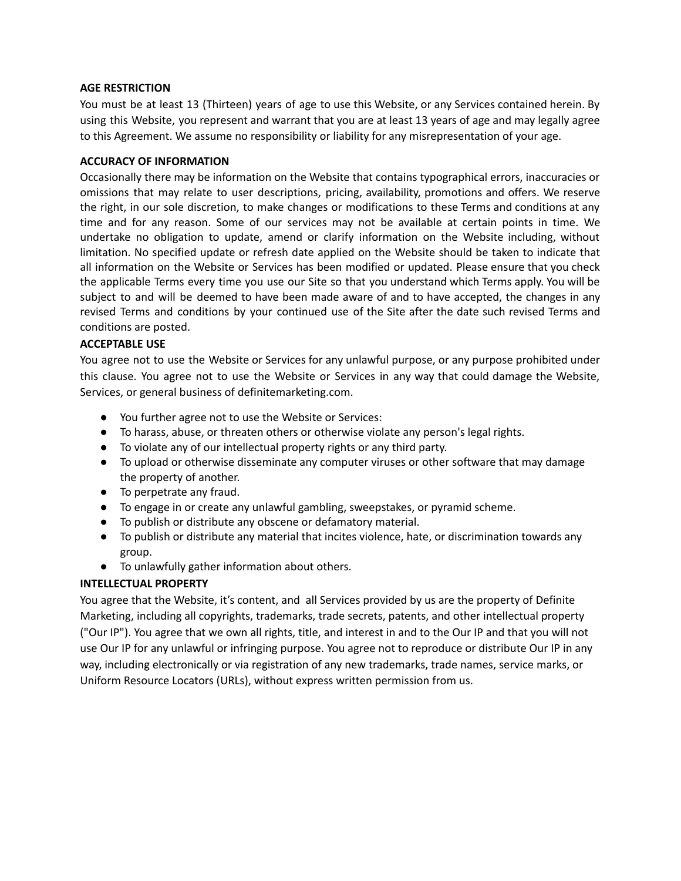**AGE RESTRICTION**

You must be at least 13 (Thirteen) years of age to use this Website, or any Services contained herein. By using this Website, you represent and warrant that you are at least 13 years of age and may legally agree to this Agreement. We assume no responsibility or liability for any misrepresentation of your age.

**ACCURACY OF INFORMATION**

Occasionally there may be information on the Website that contains typographical errors, inaccuracies or omissions that may relate to user descriptions, pricing, availability, promotions and offers. We reserve the right, in our sole discretion, to make changes or modifications to these Terms and conditions at any time and for any reason. Some of our services may not be available at certain points in time. We undertake no obligation to update, amend or clarify information on the Website including, without limitation. No specified update or refresh date applied on the Website should be taken to indicate that all information on the Website or Services has been modified or updated. Please ensure that you check the applicable Terms every time you use our Site so that you understand which Terms apply. You will be subject to and will be deemed to have been made aware of and to have accepted, the changes in any revised Terms and conditions by your continued use of the Site after the date such revised Terms and conditions are posted.

**ACCEPTABLE USE**

You agree not to use the Website or Services for any unlawful purpose, or any purpose prohibited under this clause. You agree not to use the Website or Services in any way that could damage the Website, Services, or general business of definitemarketing.com.

- You further agree not to use the Website or Services:
- To harass, abuse, or threaten others or otherwise violate any person's legal rights.
- To violate any of our intellectual property rights or any third party.
- To upload or otherwise disseminate any computer viruses or other software that may damage the property of another.
- To perpetrate any fraud.
- To engage in or create any unlawful gambling, sweepstakes, or pyramid scheme.
- To publish or distribute any obscene or defamatory material.
- To publish or distribute any material that incites violence, hate, or discrimination towards any group.
- To unlawfully gather information about others.

**INTELLECTUAL PROPERTY**

You agree that the Website, it's content, and all Services provided by us are the property of Definite Marketing, including all copyrights, trademarks, trade secrets, patents, and other intellectual property ("Our IP"). You agree that we own all rights, title, and interest in and to the Our IP and that you will not use Our IP for any unlawful or infringing purpose. You agree not to reproduce or distribute Our IP in any way, including electronically or via registration of any new trademarks, trade names, service marks, or Uniform Resource Locators (URLs), without express written permission from us.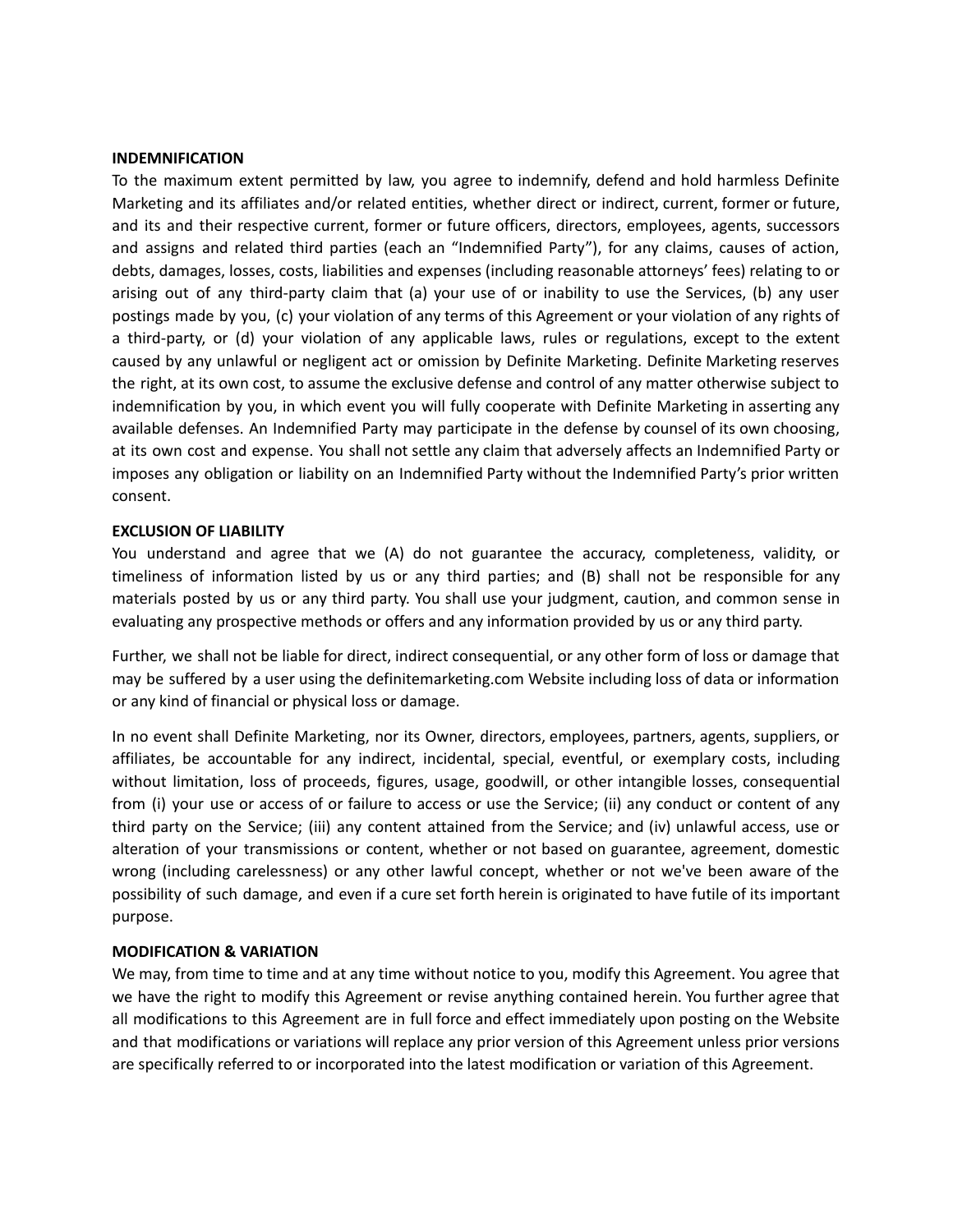**INDEMNIFICATION**

To the maximum extent permitted by law, you agree to indemnify, defend and hold harmless Definite Marketing and its affiliates and/or related entities, whether direct or indirect, current, former or future, and its and their respective current, former or future officers, directors, employees, agents, successors and assigns and related third parties (each an "Indemnified Party"), for any claims, causes of action, debts, damages, losses, costs, liabilities and expenses (including reasonable attorneys' fees) relating to or arising out of any third-party claim that (a) your use of or inability to use the Services, (b) any user postings made by you, (c) your violation of any terms of this Agreement or your violation of any rights of a third-party, or (d) your violation of any applicable laws, rules or regulations, except to the extent caused by any unlawful or negligent act or omission by Definite Marketing. Definite Marketing reserves the right, at its own cost, to assume the exclusive defense and control of any matter otherwise subject to indemnification by you, in which event you will fully cooperate with Definite Marketing in asserting any available defenses. An Indemnified Party may participate in the defense by counsel of its own choosing, at its own cost and expense. You shall not settle any claim that adversely affects an Indemnified Party or imposes any obligation or liability on an Indemnified Party without the Indemnified Party's prior written consent.

**EXCLUSION OF LIABILITY**

You understand and agree that we (A) do not guarantee the accuracy, completeness, validity, or timeliness of information listed by us or any third parties; and (B) shall not be responsible for any materials posted by us or any third party. You shall use your judgment, caution, and common sense in evaluating any prospective methods or offers and any information provided by us or any third party.

Further, we shall not be liable for direct, indirect consequential, or any other form of loss or damage that may be suffered by a user using the definitemarketing.com Website including loss of data or information or any kind of financial or physical loss or damage.

In no event shall Definite Marketing, nor its Owner, directors, employees, partners, agents, suppliers, or affiliates, be accountable for any indirect, incidental, special, eventful, or exemplary costs, including without limitation, loss of proceeds, figures, usage, goodwill, or other intangible losses, consequential from (i) your use or access of or failure to access or use the Service; (ii) any conduct or content of any third party on the Service; (iii) any content attained from the Service; and (iv) unlawful access, use or alteration of your transmissions or content, whether or not based on guarantee, agreement, domestic wrong (including carelessness) or any other lawful concept, whether or not we've been aware of the possibility of such damage, and even if a cure set forth herein is originated to have futile of its important purpose.

**MODIFICATION & VARIATION**

We may, from time to time and at any time without notice to you, modify this Agreement. You agree that we have the right to modify this Agreement or revise anything contained herein. You further agree that all modifications to this Agreement are in full force and effect immediately upon posting on the Website and that modifications or variations will replace any prior version of this Agreement unless prior versions are specifically referred to or incorporated into the latest modification or variation of this Agreement.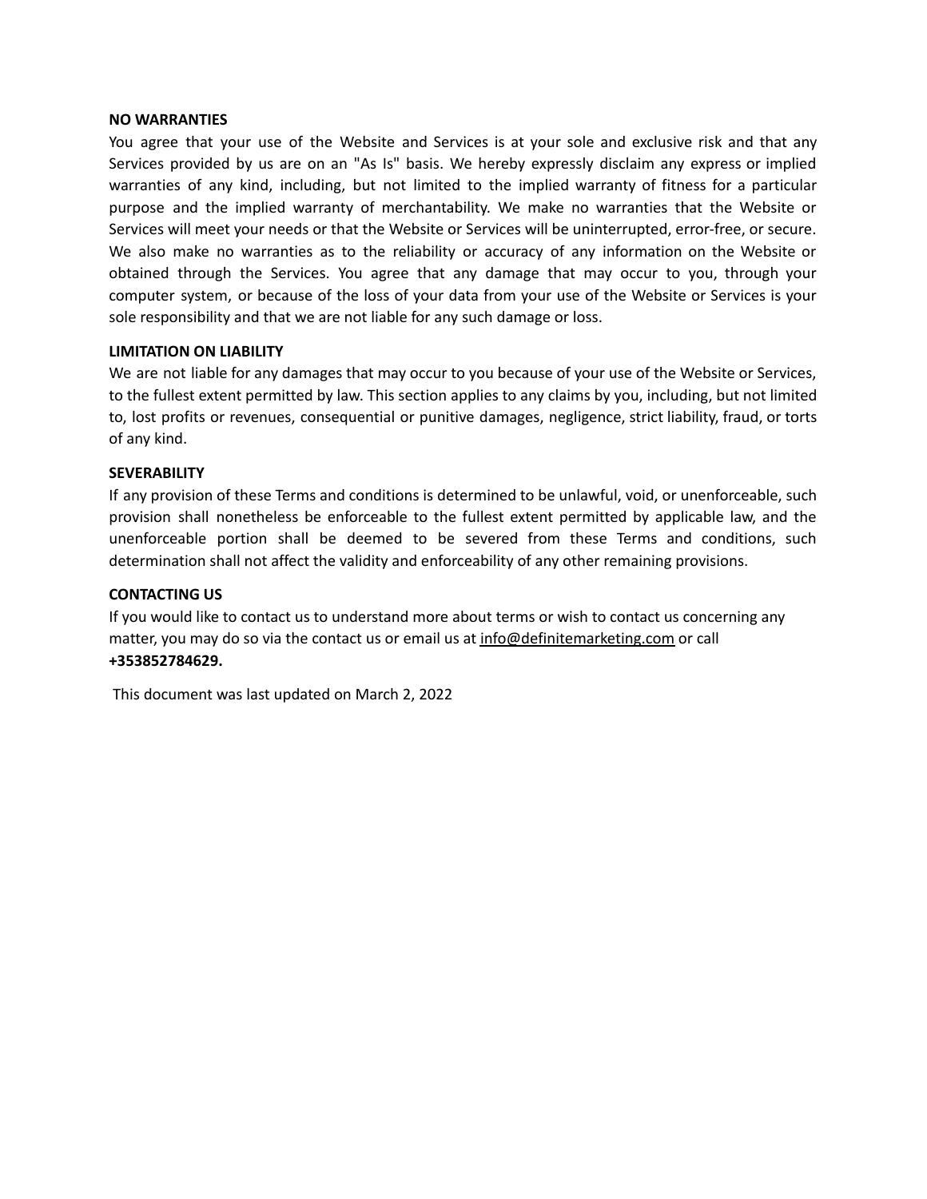**NO WARRANTIES**

You agree that your use of the Website and Services is at your sole and exclusive risk and that any Services provided by us are on an "As Is" basis. We hereby expressly disclaim any express or implied warranties of any kind, including, but not limited to the implied warranty of fitness for a particular purpose and the implied warranty of merchantability. We make no warranties that the Website or Services will meet your needs or that the Website or Services will be uninterrupted, error-free, or secure. We also make no warranties as to the reliability or accuracy of any information on the Website or obtained through the Services. You agree that any damage that may occur to you, through your computer system, or because of the loss of your data from your use of the Website or Services is your sole responsibility and that we are not liable for any such damage or loss.

**LIMITATION ON LIABILITY**

We are not liable for any damages that may occur to you because of your use of the Website or Services, to the fullest extent permitted by law. This section applies to any claims by you, including, but not limited to, lost profits or revenues, consequential or punitive damages, negligence, strict liability, fraud, or torts of any kind.

**SEVERABILITY**

If any provision of these Terms and conditions is determined to be unlawful, void, or unenforceable, such provision shall nonetheless be enforceable to the fullest extent permitted by applicable law, and the unenforceable portion shall be deemed to be severed from these Terms and conditions, such determination shall not affect the validity and enforceability of any other remaining provisions.

**CONTACTING US**

If you would like to contact us to understand more about terms or wish to contact us concerning any matter, you may do so via the contact us or email us at info@definitemarketing.com or call **+353852784629.**

This document was last updated on March 2, 2022